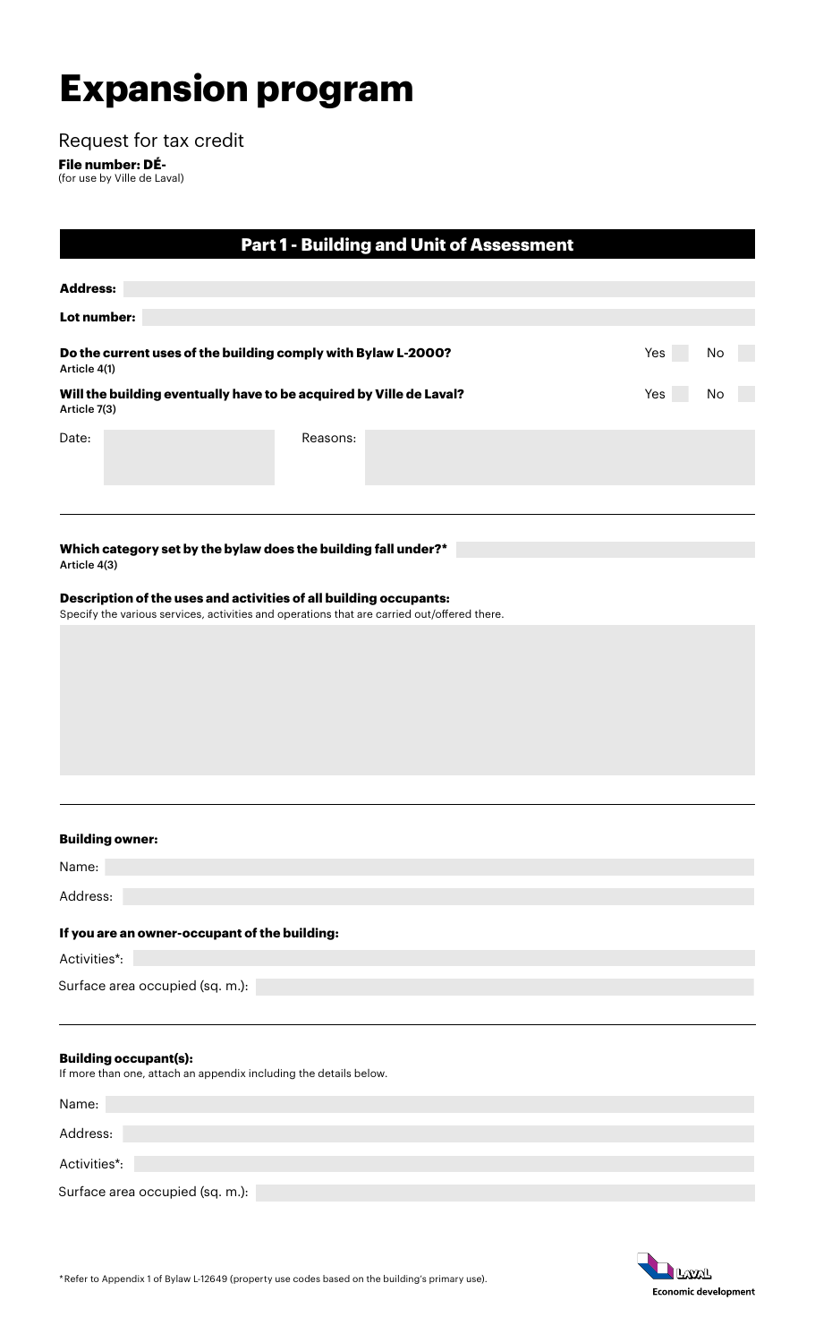# Expansion program

Request for tax credit

**File number: DÉ-**
(for use by Ville de Laval)

## Part 1 - Building and Unit of Assessment

**Address:**

**Lot number:**

**Do the current uses of the building comply with Bylaw L-2000?** Yes ☐ No ☐
Article 4(1)

**Will the building eventually have to be acquired by Ville de Laval?** Yes ☐ No ☐
Article 7(3)

Date: Reasons:

**Which category set by the bylaw does the building fall under?***
Article 4(3)

**Description of the uses and activities of all building occupants:**
Specify the various services, activities and operations that are carried out/offered there.

**Building owner:**

Name:

Address:

**If you are an owner-occupant of the building:**

Activities*:

Surface area occupied (sq. m.):

**Building occupant(s):**
If more than one, attach an appendix including the details below.

Name:

Address:

Activities*:

Surface area occupied (sq. m.):

*Refer to Appendix 1 of Bylaw L-12649 (property use codes based on the building's primary use).

Laval
Economic development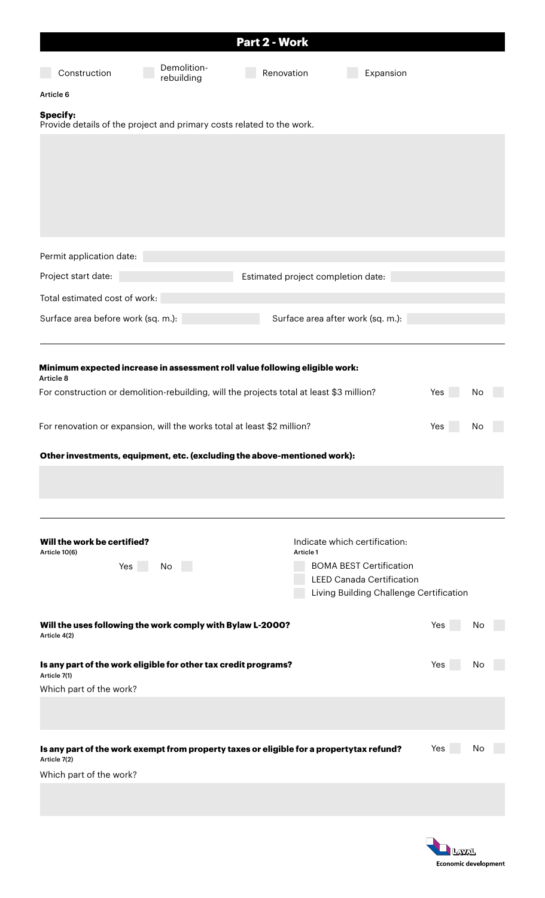## Part 2 - Work

☐ Construction ☐ Demolition-rebuilding ☐ Renovation ☐ Expansion

Article 6

**Specify:**
Provide details of the project and primary costs related to the work.

Permit application date:

Project start date: Estimated project completion date:

Total estimated cost of work:

Surface area before work (sq. m.): Surface area after work (sq. m.):

---

**Minimum expected increase in assessment roll value following eligible work:**
Article 8

For construction or demolition-rebuilding, will the projects total at least $3 million? Yes ☐ No ☐

For renovation or expansion, will the works total at least $2 million? Yes ☐ No ☐

**Other investments, equipment, etc. (excluding the above-mentioned work):**

---

**Will the work be certified?**
Article 10(6)

Yes ☐ No ☐

Indicate which certification:
Article 1

☐ BOMA BEST Certification
☐ LEED Canada Certification
☐ Living Building Challenge Certification

**Will the uses following the work comply with Bylaw L-2000?** Yes ☐ No ☐
Article 4(2)

**Is any part of the work eligible for other tax credit programs?** Yes ☐ No ☐
Article 7(1)

Which part of the work?

**Is any part of the work exempt from property taxes or eligible for a propertytax refund?** Yes ☐ No ☐
Article 7(2)

Which part of the work?

Laval Economic development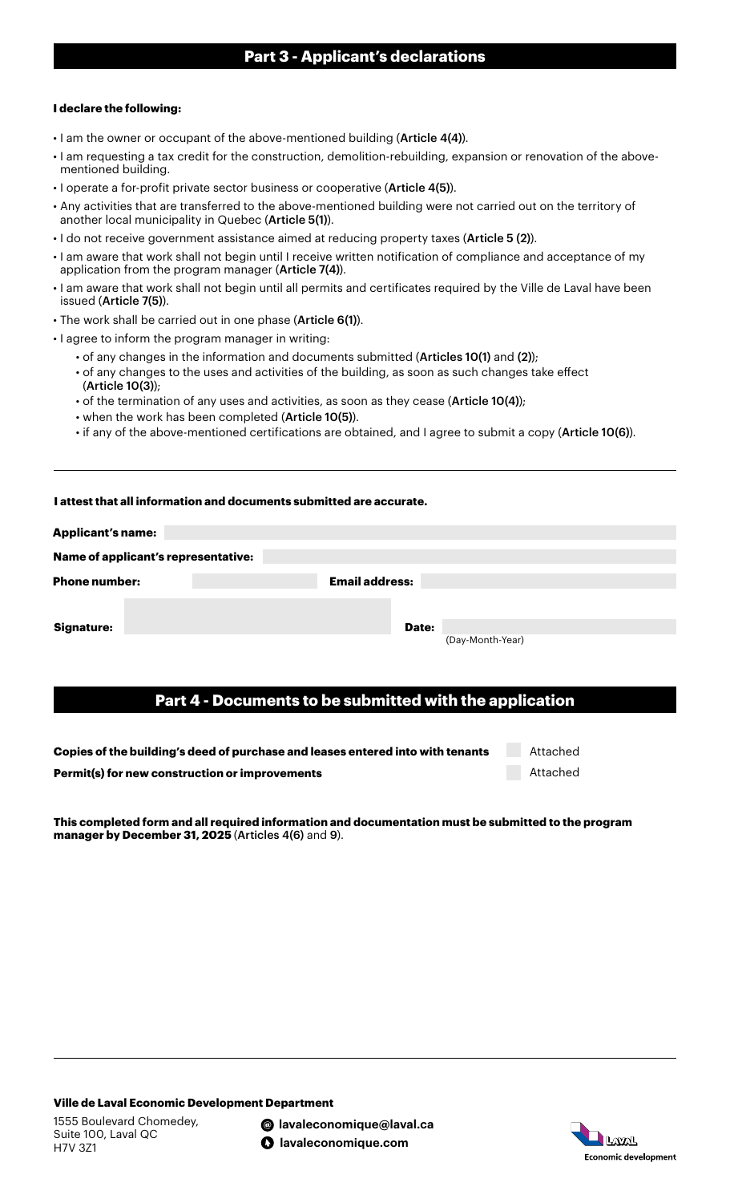## Part 3 - Applicant's declarations

**I declare the following:**

- I am the owner or occupant of the above-mentioned building (**Article 4(4)**).
- I am requesting a tax credit for the construction, demolition-rebuilding, expansion or renovation of the above-mentioned building.
- I operate a for-profit private sector business or cooperative (**Article 4(5)**).
- Any activities that are transferred to the above-mentioned building were not carried out on the territory of another local municipality in Quebec (**Article 5(1)**).
- I do not receive government assistance aimed at reducing property taxes (**Article 5 (2)**).
- I am aware that work shall not begin until I receive written notification of compliance and acceptance of my application from the program manager (**Article 7(4)**).
- I am aware that work shall not begin until all permits and certificates required by the Ville de Laval have been issued (**Article 7(5)**).
- The work shall be carried out in one phase (**Article 6(1)**).
- I agree to inform the program manager in writing:
  - of any changes in the information and documents submitted (**Articles 10(1)** and **(2)**);
  - of any changes to the uses and activities of the building, as soon as such changes take effect (**Article 10(3)**);
  - of the termination of any uses and activities, as soon as they cease (**Article 10(4)**);
  - when the work has been completed (**Article 10(5)**).
  - if any of the above-mentioned certifications are obtained, and I agree to submit a copy (**Article 10(6)**).

**I attest that all information and documents submitted are accurate.**

**Applicant's name:**

**Name of applicant's representative:**

**Phone number:** **Email address:**

**Signature:** **Date:**
(Day-Month-Year)

## Part 4 - Documents to be submitted with the application

| | |
|---|---|
| **Copies of the building's deed of purchase and leases entered into with tenants** | Attached |
| **Permit(s) for new construction or improvements** | Attached |

**This completed form and all required information and documentation must be submitted to the program manager by December 31, 2025** (Articles 4(6) and 9).

**Ville de Laval Economic Development Department**

1555 Boulevard Chomedey,
Suite 100, Laval QC
H7V 3Z1

**lavaleconomique@laval.ca**
**lavaleconomique.com**

Laval Economic development